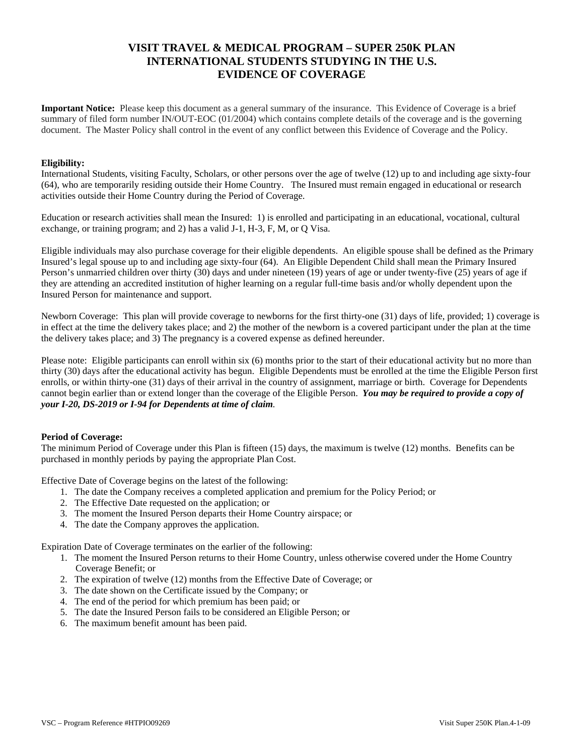# VISIT TRAVEL & MEDICAL PROGRAM – SUPER 250K PLAN
# INTERNATIONAL STUDENTS STUDYING IN THE U.S.
# EVIDENCE OF COVERAGE

**Important Notice:** Please keep this document as a general summary of the insurance. This Evidence of Coverage is a brief summary of filed form number IN/OUT-EOC (01/2004) which contains complete details of the coverage and is the governing document. The Master Policy shall control in the event of any conflict between this Evidence of Coverage and the Policy.

**Eligibility:**
International Students, visiting Faculty, Scholars, or other persons over the age of twelve (12) up to and including age sixty-four (64), who are temporarily residing outside their Home Country. The Insured must remain engaged in educational or research activities outside their Home Country during the Period of Coverage.

Education or research activities shall mean the Insured: 1) is enrolled and participating in an educational, vocational, cultural exchange, or training program; and 2) has a valid J-1, H-3, F, M, or Q Visa.

Eligible individuals may also purchase coverage for their eligible dependents. An eligible spouse shall be defined as the Primary Insured's legal spouse up to and including age sixty-four (64). An Eligible Dependent Child shall mean the Primary Insured Person's unmarried children over thirty (30) days and under nineteen (19) years of age or under twenty-five (25) years of age if they are attending an accredited institution of higher learning on a regular full-time basis and/or wholly dependent upon the Insured Person for maintenance and support.

Newborn Coverage: This plan will provide coverage to newborns for the first thirty-one (31) days of life, provided; 1) coverage is in effect at the time the delivery takes place; and 2) the mother of the newborn is a covered participant under the plan at the time the delivery takes place; and 3) The pregnancy is a covered expense as defined hereunder.

Please note: Eligible participants can enroll within six (6) months prior to the start of their educational activity but no more than thirty (30) days after the educational activity has begun. Eligible Dependents must be enrolled at the time the Eligible Person first enrolls, or within thirty-one (31) days of their arrival in the country of assignment, marriage or birth. Coverage for Dependents cannot begin earlier than or extend longer than the coverage of the Eligible Person. ***You may be required to provide a copy of your I-20, DS-2019 or I-94 for Dependents at time of claim***.

**Period of Coverage:**
The minimum Period of Coverage under this Plan is fifteen (15) days, the maximum is twelve (12) months. Benefits can be purchased in monthly periods by paying the appropriate Plan Cost.

Effective Date of Coverage begins on the latest of the following:

1. The date the Company receives a completed application and premium for the Policy Period; or
2. The Effective Date requested on the application; or
3. The moment the Insured Person departs their Home Country airspace; or
4. The date the Company approves the application.

Expiration Date of Coverage terminates on the earlier of the following:

1. The moment the Insured Person returns to their Home Country, unless otherwise covered under the Home Country Coverage Benefit; or
2. The expiration of twelve (12) months from the Effective Date of Coverage; or
3. The date shown on the Certificate issued by the Company; or
4. The end of the period for which premium has been paid; or
5. The date the Insured Person fails to be considered an Eligible Person; or
6. The maximum benefit amount has been paid.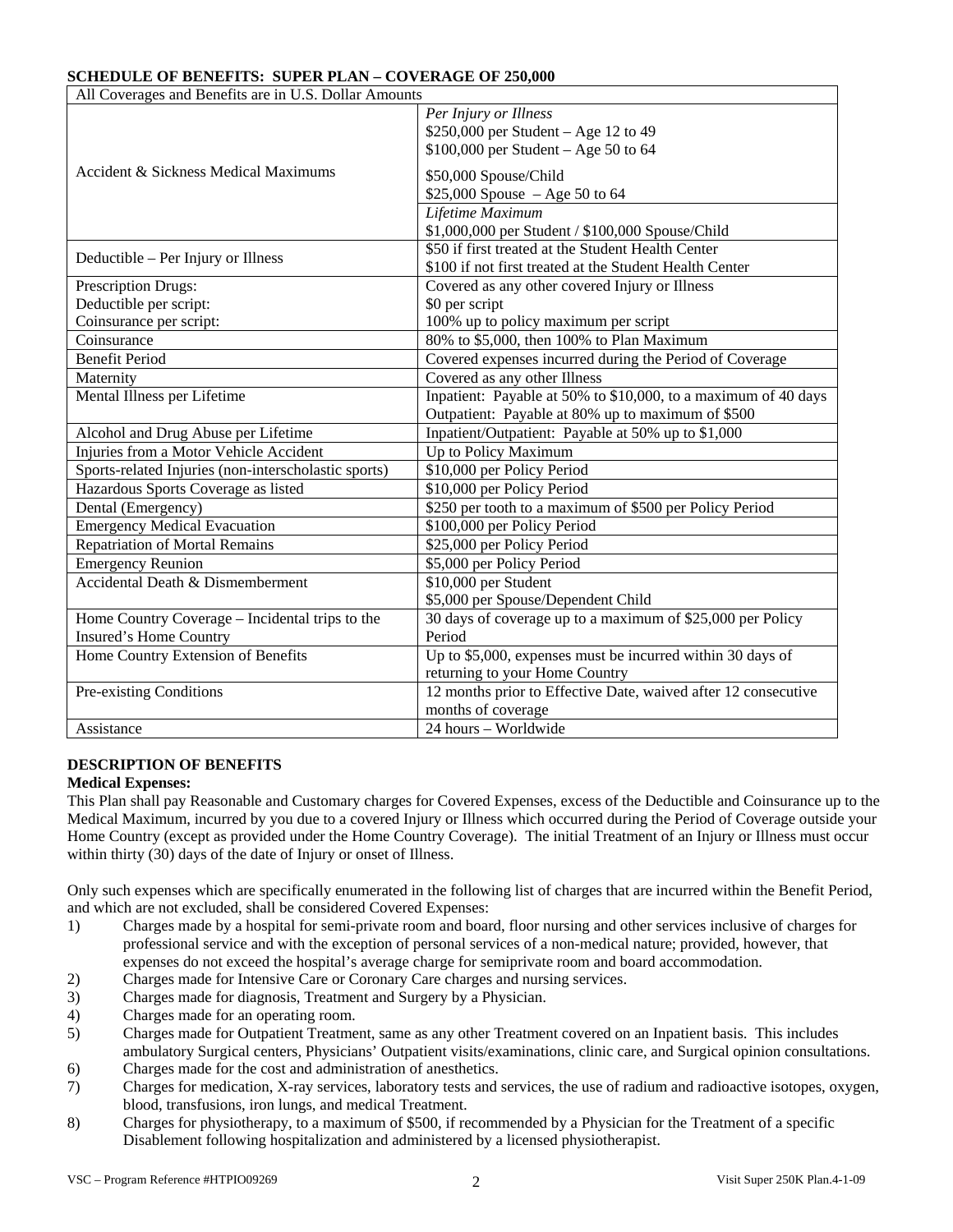**SCHEDULE OF BENEFITS: SUPER PLAN – COVERAGE OF 250,000**

| All Coverages and Benefits are in U.S. Dollar Amounts | |
|---|---|
| Accident & Sickness Medical Maximums | *Per Injury or Illness*<br>$250,000 per Student – Age 12 to 49<br>$100,000 per Student – Age 50 to 64<br>$50,000 Spouse/Child<br>$25,000 Spouse – Age 50 to 64 |
| | *Lifetime Maximum*<br>$1,000,000 per Student / $100,000 Spouse/Child |
| Deductible – Per Injury or Illness | $50 if first treated at the Student Health Center<br>$100 if not first treated at the Student Health Center |
| Prescription Drugs:<br>Deductible per script:<br>Coinsurance per script: | Covered as any other covered Injury or Illness<br>$0 per script<br>100% up to policy maximum per script |
| Coinsurance | 80% to $5,000, then 100% to Plan Maximum |
| Benefit Period | Covered expenses incurred during the Period of Coverage |
| Maternity | Covered as any other Illness |
| Mental Illness per Lifetime | Inpatient: Payable at 50% to $10,000, to a maximum of 40 days<br>Outpatient: Payable at 80% up to maximum of $500 |
| Alcohol and Drug Abuse per Lifetime | Inpatient/Outpatient: Payable at 50% up to $1,000 |
| Injuries from a Motor Vehicle Accident | Up to Policy Maximum |
| Sports-related Injuries (non-interscholastic sports) | $10,000 per Policy Period |
| Hazardous Sports Coverage as listed | $10,000 per Policy Period |
| Dental (Emergency) | $250 per tooth to a maximum of $500 per Policy Period |
| Emergency Medical Evacuation | $100,000 per Policy Period |
| Repatriation of Mortal Remains | $25,000 per Policy Period |
| Emergency Reunion | $5,000 per Policy Period |
| Accidental Death & Dismemberment | $10,000 per Student<br>$5,000 per Spouse/Dependent Child |
| Home Country Coverage – Incidental trips to the Insured's Home Country | 30 days of coverage up to a maximum of $25,000 per Policy Period |
| Home Country Extension of Benefits | Up to $5,000, expenses must be incurred within 30 days of returning to your Home Country |
| Pre-existing Conditions | 12 months prior to Effective Date, waived after 12 consecutive months of coverage |
| Assistance | 24 hours – Worldwide |

**DESCRIPTION OF BENEFITS**

**Medical Expenses:**

This Plan shall pay Reasonable and Customary charges for Covered Expenses, excess of the Deductible and Coinsurance up to the Medical Maximum, incurred by you due to a covered Injury or Illness which occurred during the Period of Coverage outside your Home Country (except as provided under the Home Country Coverage). The initial Treatment of an Injury or Illness must occur within thirty (30) days of the date of Injury or onset of Illness.

Only such expenses which are specifically enumerated in the following list of charges that are incurred within the Benefit Period, and which are not excluded, shall be considered Covered Expenses:

1) Charges made by a hospital for semi-private room and board, floor nursing and other services inclusive of charges for professional service and with the exception of personal services of a non-medical nature; provided, however, that expenses do not exceed the hospital's average charge for semiprivate room and board accommodation.
2) Charges made for Intensive Care or Coronary Care charges and nursing services.
3) Charges made for diagnosis, Treatment and Surgery by a Physician.
4) Charges made for an operating room.
5) Charges made for Outpatient Treatment, same as any other Treatment covered on an Inpatient basis. This includes ambulatory Surgical centers, Physicians' Outpatient visits/examinations, clinic care, and Surgical opinion consultations.
6) Charges made for the cost and administration of anesthetics.
7) Charges for medication, X-ray services, laboratory tests and services, the use of radium and radioactive isotopes, oxygen, blood, transfusions, iron lungs, and medical Treatment.
8) Charges for physiotherapy, to a maximum of $500, if recommended by a Physician for the Treatment of a specific Disablement following hospitalization and administered by a licensed physiotherapist.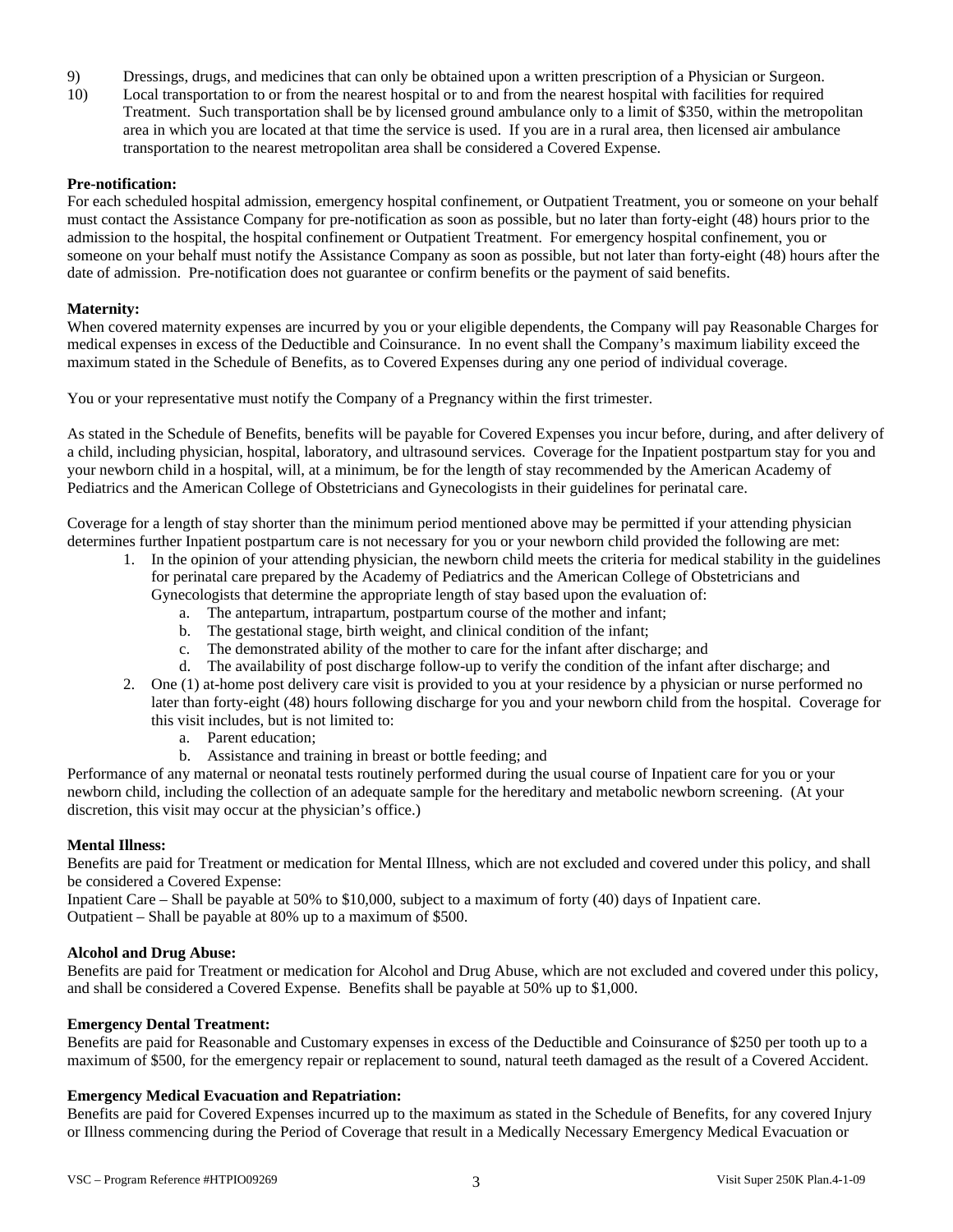9) Dressings, drugs, and medicines that can only be obtained upon a written prescription of a Physician or Surgeon.
10) Local transportation to or from the nearest hospital or to and from the nearest hospital with facilities for required Treatment. Such transportation shall be by licensed ground ambulance only to a limit of $350, within the metropolitan area in which you are located at that time the service is used. If you are in a rural area, then licensed air ambulance transportation to the nearest metropolitan area shall be considered a Covered Expense.

**Pre-notification:**
For each scheduled hospital admission, emergency hospital confinement, or Outpatient Treatment, you or someone on your behalf must contact the Assistance Company for pre-notification as soon as possible, but no later than forty-eight (48) hours prior to the admission to the hospital, the hospital confinement or Outpatient Treatment. For emergency hospital confinement, you or someone on your behalf must notify the Assistance Company as soon as possible, but not later than forty-eight (48) hours after the date of admission. Pre-notification does not guarantee or confirm benefits or the payment of said benefits.

**Maternity:**
When covered maternity expenses are incurred by you or your eligible dependents, the Company will pay Reasonable Charges for medical expenses in excess of the Deductible and Coinsurance. In no event shall the Company's maximum liability exceed the maximum stated in the Schedule of Benefits, as to Covered Expenses during any one period of individual coverage.

You or your representative must notify the Company of a Pregnancy within the first trimester.

As stated in the Schedule of Benefits, benefits will be payable for Covered Expenses you incur before, during, and after delivery of a child, including physician, hospital, laboratory, and ultrasound services. Coverage for the Inpatient postpartum stay for you and your newborn child in a hospital, will, at a minimum, be for the length of stay recommended by the American Academy of Pediatrics and the American College of Obstetricians and Gynecologists in their guidelines for perinatal care.

Coverage for a length of stay shorter than the minimum period mentioned above may be permitted if your attending physician determines further Inpatient postpartum care is not necessary for you or your newborn child provided the following are met:

1. In the opinion of your attending physician, the newborn child meets the criteria for medical stability in the guidelines for perinatal care prepared by the Academy of Pediatrics and the American College of Obstetricians and Gynecologists that determine the appropriate length of stay based upon the evaluation of:
    a. The antepartum, intrapartum, postpartum course of the mother and infant;
    b. The gestational stage, birth weight, and clinical condition of the infant;
    c. The demonstrated ability of the mother to care for the infant after discharge; and
    d. The availability of post discharge follow-up to verify the condition of the infant after discharge; and
2. One (1) at-home post delivery care visit is provided to you at your residence by a physician or nurse performed no later than forty-eight (48) hours following discharge for you and your newborn child from the hospital. Coverage for this visit includes, but is not limited to:
    a. Parent education;
    b. Assistance and training in breast or bottle feeding; and

Performance of any maternal or neonatal tests routinely performed during the usual course of Inpatient care for you or your newborn child, including the collection of an adequate sample for the hereditary and metabolic newborn screening. (At your discretion, this visit may occur at the physician's office.)

**Mental Illness:**
Benefits are paid for Treatment or medication for Mental Illness, which are not excluded and covered under this policy, and shall be considered a Covered Expense:
Inpatient Care – Shall be payable at 50% to $10,000, subject to a maximum of forty (40) days of Inpatient care.
Outpatient – Shall be payable at 80% up to a maximum of $500.

**Alcohol and Drug Abuse:**
Benefits are paid for Treatment or medication for Alcohol and Drug Abuse, which are not excluded and covered under this policy, and shall be considered a Covered Expense. Benefits shall be payable at 50% up to $1,000.

**Emergency Dental Treatment:**
Benefits are paid for Reasonable and Customary expenses in excess of the Deductible and Coinsurance of $250 per tooth up to a maximum of $500, for the emergency repair or replacement to sound, natural teeth damaged as the result of a Covered Accident.

**Emergency Medical Evacuation and Repatriation:**
Benefits are paid for Covered Expenses incurred up to the maximum as stated in the Schedule of Benefits, for any covered Injury or Illness commencing during the Period of Coverage that result in a Medically Necessary Emergency Medical Evacuation or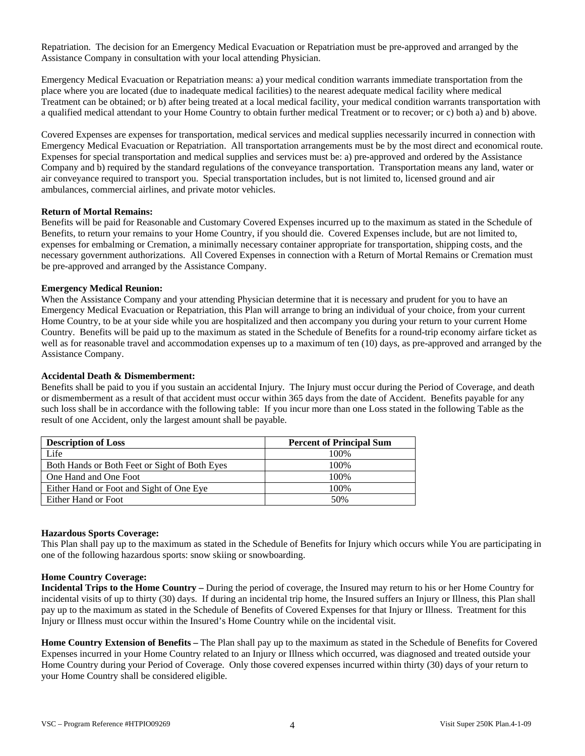Repatriation. The decision for an Emergency Medical Evacuation or Repatriation must be pre-approved and arranged by the Assistance Company in consultation with your local attending Physician.

Emergency Medical Evacuation or Repatriation means: a) your medical condition warrants immediate transportation from the place where you are located (due to inadequate medical facilities) to the nearest adequate medical facility where medical Treatment can be obtained; or b) after being treated at a local medical facility, your medical condition warrants transportation with a qualified medical attendant to your Home Country to obtain further medical Treatment or to recover; or c) both a) and b) above.

Covered Expenses are expenses for transportation, medical services and medical supplies necessarily incurred in connection with Emergency Medical Evacuation or Repatriation. All transportation arrangements must be by the most direct and economical route. Expenses for special transportation and medical supplies and services must be: a) pre-approved and ordered by the Assistance Company and b) required by the standard regulations of the conveyance transportation. Transportation means any land, water or air conveyance required to transport you. Special transportation includes, but is not limited to, licensed ground and air ambulances, commercial airlines, and private motor vehicles.

**Return of Mortal Remains:**
Benefits will be paid for Reasonable and Customary Covered Expenses incurred up to the maximum as stated in the Schedule of Benefits, to return your remains to your Home Country, if you should die. Covered Expenses include, but are not limited to, expenses for embalming or Cremation, a minimally necessary container appropriate for transportation, shipping costs, and the necessary government authorizations. All Covered Expenses in connection with a Return of Mortal Remains or Cremation must be pre-approved and arranged by the Assistance Company.

**Emergency Medical Reunion:**
When the Assistance Company and your attending Physician determine that it is necessary and prudent for you to have an Emergency Medical Evacuation or Repatriation, this Plan will arrange to bring an individual of your choice, from your current Home Country, to be at your side while you are hospitalized and then accompany you during your return to your current Home Country. Benefits will be paid up to the maximum as stated in the Schedule of Benefits for a round-trip economy airfare ticket as well as for reasonable travel and accommodation expenses up to a maximum of ten (10) days, as pre-approved and arranged by the Assistance Company.

**Accidental Death & Dismemberment:**
Benefits shall be paid to you if you sustain an accidental Injury. The Injury must occur during the Period of Coverage, and death or dismemberment as a result of that accident must occur within 365 days from the date of Accident. Benefits payable for any such loss shall be in accordance with the following table: If you incur more than one Loss stated in the following Table as the result of one Accident, only the largest amount shall be payable.

| Description of Loss | Percent of Principal Sum |
|---|---|
| Life | 100% |
| Both Hands or Both Feet or Sight of Both Eyes | 100% |
| One Hand and One Foot | 100% |
| Either Hand or Foot and Sight of One Eye | 100% |
| Either Hand or Foot | 50% |

**Hazardous Sports Coverage:**
This Plan shall pay up to the maximum as stated in the Schedule of Benefits for Injury which occurs while You are participating in one of the following hazardous sports: snow skiing or snowboarding.

**Home Country Coverage:**
**Incidental Trips to the Home Country –** During the period of coverage, the Insured may return to his or her Home Country for incidental visits of up to thirty (30) days. If during an incidental trip home, the Insured suffers an Injury or Illness, this Plan shall pay up to the maximum as stated in the Schedule of Benefits of Covered Expenses for that Injury or Illness. Treatment for this Injury or Illness must occur within the Insured's Home Country while on the incidental visit.

**Home Country Extension of Benefits –** The Plan shall pay up to the maximum as stated in the Schedule of Benefits for Covered Expenses incurred in your Home Country related to an Injury or Illness which occurred, was diagnosed and treated outside your Home Country during your Period of Coverage. Only those covered expenses incurred within thirty (30) days of your return to your Home Country shall be considered eligible.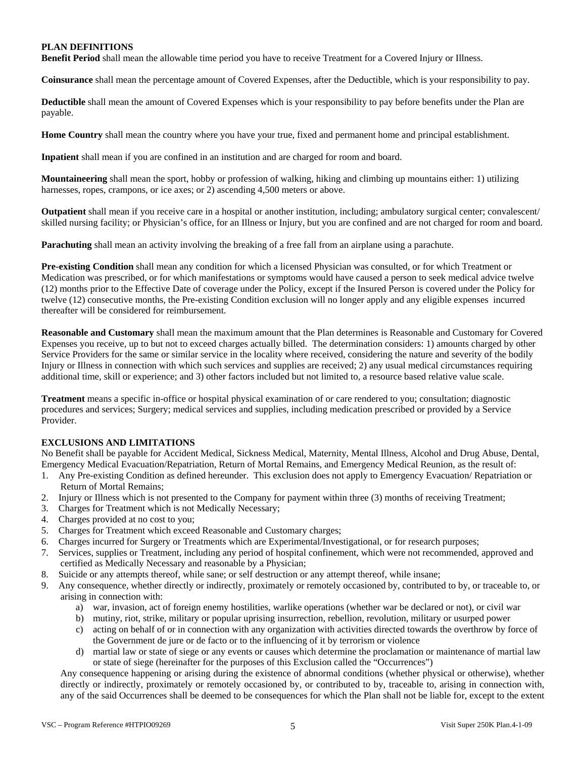## PLAN DEFINITIONS

**Benefit Period** shall mean the allowable time period you have to receive Treatment for a Covered Injury or Illness.

**Coinsurance** shall mean the percentage amount of Covered Expenses, after the Deductible, which is your responsibility to pay.

**Deductible** shall mean the amount of Covered Expenses which is your responsibility to pay before benefits under the Plan are payable.

**Home Country** shall mean the country where you have your true, fixed and permanent home and principal establishment.

**Inpatient** shall mean if you are confined in an institution and are charged for room and board.

**Mountaineering** shall mean the sport, hobby or profession of walking, hiking and climbing up mountains either: 1) utilizing harnesses, ropes, crampons, or ice axes; or 2) ascending 4,500 meters or above.

**Outpatient** shall mean if you receive care in a hospital or another institution, including; ambulatory surgical center; convalescent/ skilled nursing facility; or Physician's office, for an Illness or Injury, but you are confined and are not charged for room and board.

**Parachuting** shall mean an activity involving the breaking of a free fall from an airplane using a parachute.

**Pre-existing Condition** shall mean any condition for which a licensed Physician was consulted, or for which Treatment or Medication was prescribed, or for which manifestations or symptoms would have caused a person to seek medical advice twelve (12) months prior to the Effective Date of coverage under the Policy, except if the Insured Person is covered under the Policy for twelve (12) consecutive months, the Pre-existing Condition exclusion will no longer apply and any eligible expenses incurred thereafter will be considered for reimbursement.

**Reasonable and Customary** shall mean the maximum amount that the Plan determines is Reasonable and Customary for Covered Expenses you receive, up to but not to exceed charges actually billed. The determination considers: 1) amounts charged by other Service Providers for the same or similar service in the locality where received, considering the nature and severity of the bodily Injury or Illness in connection with which such services and supplies are received; 2) any usual medical circumstances requiring additional time, skill or experience; and 3) other factors included but not limited to, a resource based relative value scale.

**Treatment** means a specific in-office or hospital physical examination of or care rendered to you; consultation; diagnostic procedures and services; Surgery; medical services and supplies, including medication prescribed or provided by a Service Provider.

## EXCLUSIONS AND LIMITATIONS

No Benefit shall be payable for Accident Medical, Sickness Medical, Maternity, Mental Illness, Alcohol and Drug Abuse, Dental, Emergency Medical Evacuation/Repatriation, Return of Mortal Remains, and Emergency Medical Reunion, as the result of:

1. Any Pre-existing Condition as defined hereunder. This exclusion does not apply to Emergency Evacuation/ Repatriation or Return of Mortal Remains;
2. Injury or Illness which is not presented to the Company for payment within three (3) months of receiving Treatment;
3. Charges for Treatment which is not Medically Necessary;
4. Charges provided at no cost to you;
5. Charges for Treatment which exceed Reasonable and Customary charges;
6. Charges incurred for Surgery or Treatments which are Experimental/Investigational, or for research purposes;
7. Services, supplies or Treatment, including any period of hospital confinement, which were not recommended, approved and certified as Medically Necessary and reasonable by a Physician;
8. Suicide or any attempts thereof, while sane; or self destruction or any attempt thereof, while insane;
9. Any consequence, whether directly or indirectly, proximately or remotely occasioned by, contributed to by, or traceable to, or arising in connection with:
   a) war, invasion, act of foreign enemy hostilities, warlike operations (whether war be declared or not), or civil war
   b) mutiny, riot, strike, military or popular uprising insurrection, rebellion, revolution, military or usurped power
   c) acting on behalf of or in connection with any organization with activities directed towards the overthrow by force of the Government de jure or de facto or to the influencing of it by terrorism or violence
   d) martial law or state of siege or any events or causes which determine the proclamation or maintenance of martial law or state of siege (hereinafter for the purposes of this Exclusion called the "Occurrences")

   Any consequence happening or arising during the existence of abnormal conditions (whether physical or otherwise), whether directly or indirectly, proximately or remotely occasioned by, or contributed to by, traceable to, arising in connection with, any of the said Occurrences shall be deemed to be consequences for which the Plan shall not be liable for, except to the extent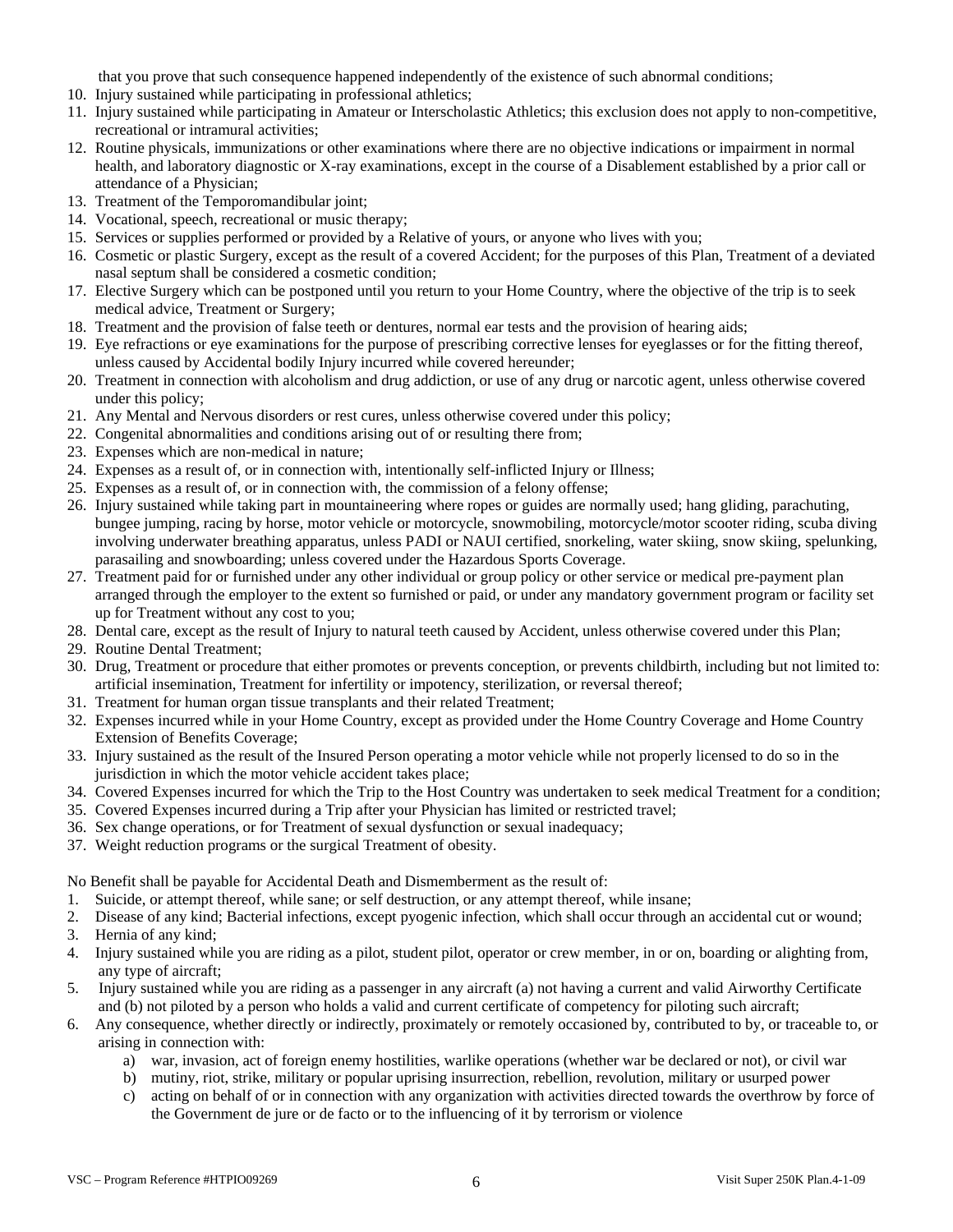that you prove that such consequence happened independently of the existence of such abnormal conditions;

10. Injury sustained while participating in professional athletics;
11. Injury sustained while participating in Amateur or Interscholastic Athletics; this exclusion does not apply to non-competitive, recreational or intramural activities;
12. Routine physicals, immunizations or other examinations where there are no objective indications or impairment in normal health, and laboratory diagnostic or X-ray examinations, except in the course of a Disablement established by a prior call or attendance of a Physician;
13. Treatment of the Temporomandibular joint;
14. Vocational, speech, recreational or music therapy;
15. Services or supplies performed or provided by a Relative of yours, or anyone who lives with you;
16. Cosmetic or plastic Surgery, except as the result of a covered Accident; for the purposes of this Plan, Treatment of a deviated nasal septum shall be considered a cosmetic condition;
17. Elective Surgery which can be postponed until you return to your Home Country, where the objective of the trip is to seek medical advice, Treatment or Surgery;
18. Treatment and the provision of false teeth or dentures, normal ear tests and the provision of hearing aids;
19. Eye refractions or eye examinations for the purpose of prescribing corrective lenses for eyeglasses or for the fitting thereof, unless caused by Accidental bodily Injury incurred while covered hereunder;
20. Treatment in connection with alcoholism and drug addiction, or use of any drug or narcotic agent, unless otherwise covered under this policy;
21. Any Mental and Nervous disorders or rest cures, unless otherwise covered under this policy;
22. Congenital abnormalities and conditions arising out of or resulting there from;
23. Expenses which are non-medical in nature;
24. Expenses as a result of, or in connection with, intentionally self-inflicted Injury or Illness;
25. Expenses as a result of, or in connection with, the commission of a felony offense;
26. Injury sustained while taking part in mountaineering where ropes or guides are normally used; hang gliding, parachuting, bungee jumping, racing by horse, motor vehicle or motorcycle, snowmobiling, motorcycle/motor scooter riding, scuba diving involving underwater breathing apparatus, unless PADI or NAUI certified, snorkeling, water skiing, snow skiing, spelunking, parasailing and snowboarding; unless covered under the Hazardous Sports Coverage.
27. Treatment paid for or furnished under any other individual or group policy or other service or medical pre-payment plan arranged through the employer to the extent so furnished or paid, or under any mandatory government program or facility set up for Treatment without any cost to you;
28. Dental care, except as the result of Injury to natural teeth caused by Accident, unless otherwise covered under this Plan;
29. Routine Dental Treatment;
30. Drug, Treatment or procedure that either promotes or prevents conception, or prevents childbirth, including but not limited to: artificial insemination, Treatment for infertility or impotency, sterilization, or reversal thereof;
31. Treatment for human organ tissue transplants and their related Treatment;
32. Expenses incurred while in your Home Country, except as provided under the Home Country Coverage and Home Country Extension of Benefits Coverage;
33. Injury sustained as the result of the Insured Person operating a motor vehicle while not properly licensed to do so in the jurisdiction in which the motor vehicle accident takes place;
34. Covered Expenses incurred for which the Trip to the Host Country was undertaken to seek medical Treatment for a condition;
35. Covered Expenses incurred during a Trip after your Physician has limited or restricted travel;
36. Sex change operations, or for Treatment of sexual dysfunction or sexual inadequacy;
37. Weight reduction programs or the surgical Treatment of obesity.

No Benefit shall be payable for Accidental Death and Dismemberment as the result of:

1. Suicide, or attempt thereof, while sane; or self destruction, or any attempt thereof, while insane;
2. Disease of any kind; Bacterial infections, except pyogenic infection, which shall occur through an accidental cut or wound;
3. Hernia of any kind;
4. Injury sustained while you are riding as a pilot, student pilot, operator or crew member, in or on, boarding or alighting from, any type of aircraft;
5. Injury sustained while you are riding as a passenger in any aircraft (a) not having a current and valid Airworthy Certificate and (b) not piloted by a person who holds a valid and current certificate of competency for piloting such aircraft;
6. Any consequence, whether directly or indirectly, proximately or remotely occasioned by, contributed to by, or traceable to, or arising in connection with:
   a) war, invasion, act of foreign enemy hostilities, warlike operations (whether war be declared or not), or civil war
   b) mutiny, riot, strike, military or popular uprising insurrection, rebellion, revolution, military or usurped power
   c) acting on behalf of or in connection with any organization with activities directed towards the overthrow by force of the Government de jure or de facto or to the influencing of it by terrorism or violence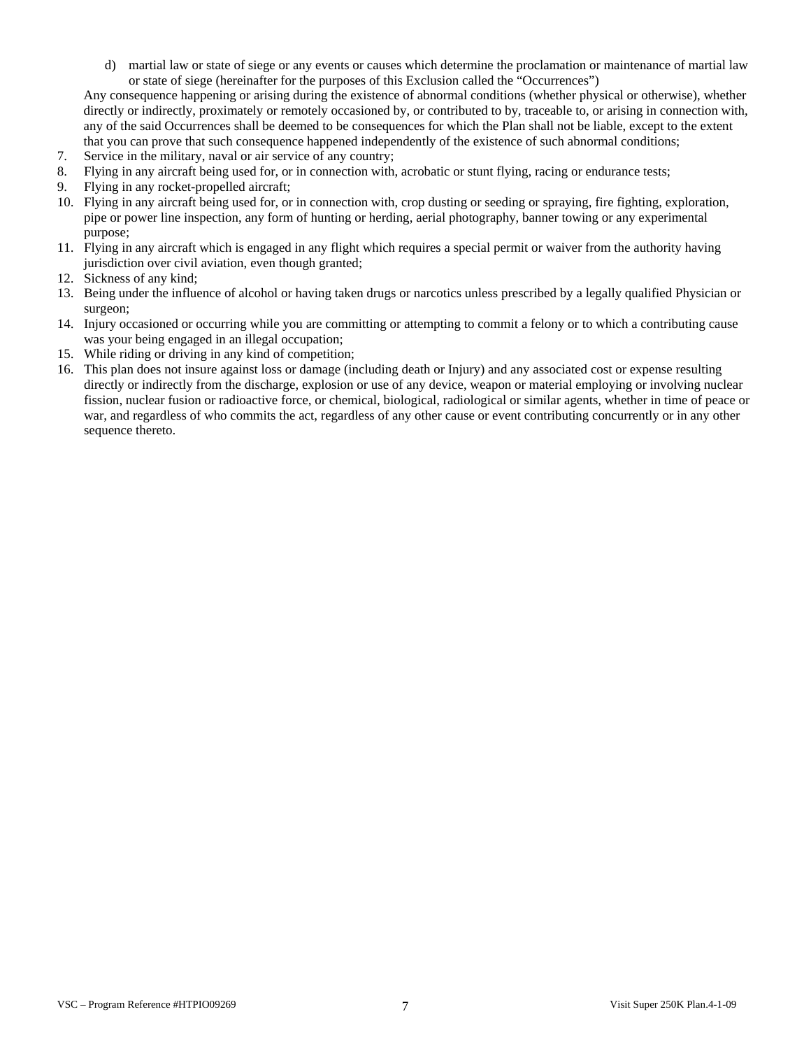d) martial law or state of siege or any events or causes which determine the proclamation or maintenance of martial law or state of siege (hereinafter for the purposes of this Exclusion called the "Occurrences")

   Any consequence happening or arising during the existence of abnormal conditions (whether physical or otherwise), whether directly or indirectly, proximately or remotely occasioned by, or contributed to by, traceable to, or arising in connection with, any of the said Occurrences shall be deemed to be consequences for which the Plan shall not be liable, except to the extent that you can prove that such consequence happened independently of the existence of such abnormal conditions;

7. Service in the military, naval or air service of any country;
8. Flying in any aircraft being used for, or in connection with, acrobatic or stunt flying, racing or endurance tests;
9. Flying in any rocket-propelled aircraft;
10. Flying in any aircraft being used for, or in connection with, crop dusting or seeding or spraying, fire fighting, exploration, pipe or power line inspection, any form of hunting or herding, aerial photography, banner towing or any experimental purpose;
11. Flying in any aircraft which is engaged in any flight which requires a special permit or waiver from the authority having jurisdiction over civil aviation, even though granted;
12. Sickness of any kind;
13. Being under the influence of alcohol or having taken drugs or narcotics unless prescribed by a legally qualified Physician or surgeon;
14. Injury occasioned or occurring while you are committing or attempting to commit a felony or to which a contributing cause was your being engaged in an illegal occupation;
15. While riding or driving in any kind of competition;
16. This plan does not insure against loss or damage (including death or Injury) and any associated cost or expense resulting directly or indirectly from the discharge, explosion or use of any device, weapon or material employing or involving nuclear fission, nuclear fusion or radioactive force, or chemical, biological, radiological or similar agents, whether in time of peace or war, and regardless of who commits the act, regardless of any other cause or event contributing concurrently or in any other sequence thereto.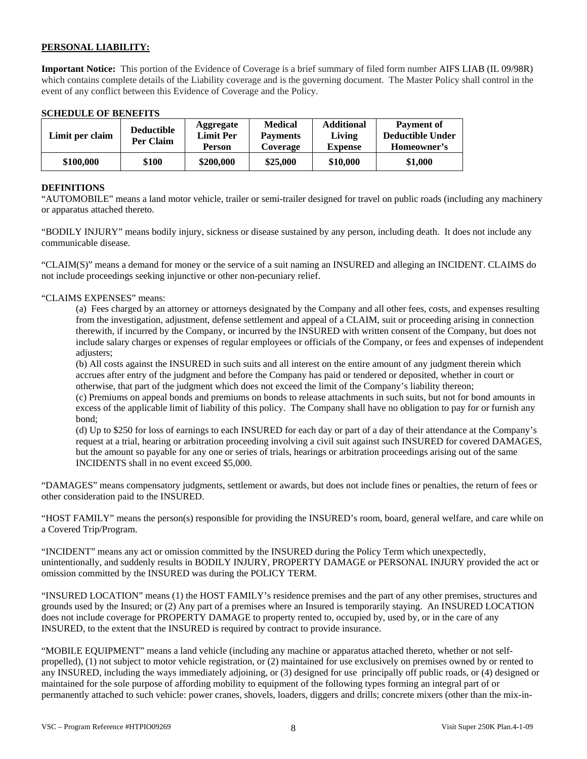**PERSONAL LIABILITY:**

**Important Notice:** This portion of the Evidence of Coverage is a brief summary of filed form number AIFS LIAB (IL 09/98R) which contains complete details of the Liability coverage and is the governing document. The Master Policy shall control in the event of any conflict between this Evidence of Coverage and the Policy.

**SCHEDULE OF BENEFITS**

| Limit per claim | Deductible Per Claim | Aggregate Limit Per Person | Medical Payments Coverage | Additional Living Expense | Payment of Deductible Under Homeowner's |
|---|---|---|---|---|---|
| **$100,000** | **$100** | **$200,000** | **$25,000** | **$10,000** | **$1,000** |

**DEFINITIONS**

"AUTOMOBILE" means a land motor vehicle, trailer or semi-trailer designed for travel on public roads (including any machinery or apparatus attached thereto.

"BODILY INJURY" means bodily injury, sickness or disease sustained by any person, including death. It does not include any communicable disease.

"CLAIM(S)" means a demand for money or the service of a suit naming an INSURED and alleging an INCIDENT. CLAIMS do not include proceedings seeking injunctive or other non-pecuniary relief.

"CLAIMS EXPENSES" means:

(a) Fees charged by an attorney or attorneys designated by the Company and all other fees, costs, and expenses resulting from the investigation, adjustment, defense settlement and appeal of a CLAIM, suit or proceeding arising in connection therewith, if incurred by the Company, or incurred by the INSURED with written consent of the Company, but does not include salary charges or expenses of regular employees or officials of the Company, or fees and expenses of independent adjusters;

(b) All costs against the INSURED in such suits and all interest on the entire amount of any judgment therein which accrues after entry of the judgment and before the Company has paid or tendered or deposited, whether in court or otherwise, that part of the judgment which does not exceed the limit of the Company's liability thereon;

(c) Premiums on appeal bonds and premiums on bonds to release attachments in such suits, but not for bond amounts in excess of the applicable limit of liability of this policy. The Company shall have no obligation to pay for or furnish any bond;

(d) Up to $250 for loss of earnings to each INSURED for each day or part of a day of their attendance at the Company's request at a trial, hearing or arbitration proceeding involving a civil suit against such INSURED for covered DAMAGES, but the amount so payable for any one or series of trials, hearings or arbitration proceedings arising out of the same INCIDENTS shall in no event exceed $5,000.

"DAMAGES" means compensatory judgments, settlement or awards, but does not include fines or penalties, the return of fees or other consideration paid to the INSURED.

"HOST FAMILY" means the person(s) responsible for providing the INSURED's room, board, general welfare, and care while on a Covered Trip/Program.

"INCIDENT" means any act or omission committed by the INSURED during the Policy Term which unexpectedly, unintentionally, and suddenly results in BODILY INJURY, PROPERTY DAMAGE or PERSONAL INJURY provided the act or omission committed by the INSURED was during the POLICY TERM.

"INSURED LOCATION" means (1) the HOST FAMILY's residence premises and the part of any other premises, structures and grounds used by the Insured; or (2) Any part of a premises where an Insured is temporarily staying. An INSURED LOCATION does not include coverage for PROPERTY DAMAGE to property rented to, occupied by, used by, or in the care of any INSURED, to the extent that the INSURED is required by contract to provide insurance.

"MOBILE EQUIPMENT" means a land vehicle (including any machine or apparatus attached thereto, whether or not self-propelled), (1) not subject to motor vehicle registration, or (2) maintained for use exclusively on premises owned by or rented to any INSURED, including the ways immediately adjoining, or (3) designed for use principally off public roads, or (4) designed or maintained for the sole purpose of affording mobility to equipment of the following types forming an integral part of or permanently attached to such vehicle: power cranes, shovels, loaders, diggers and drills; concrete mixers (other than the mix-in-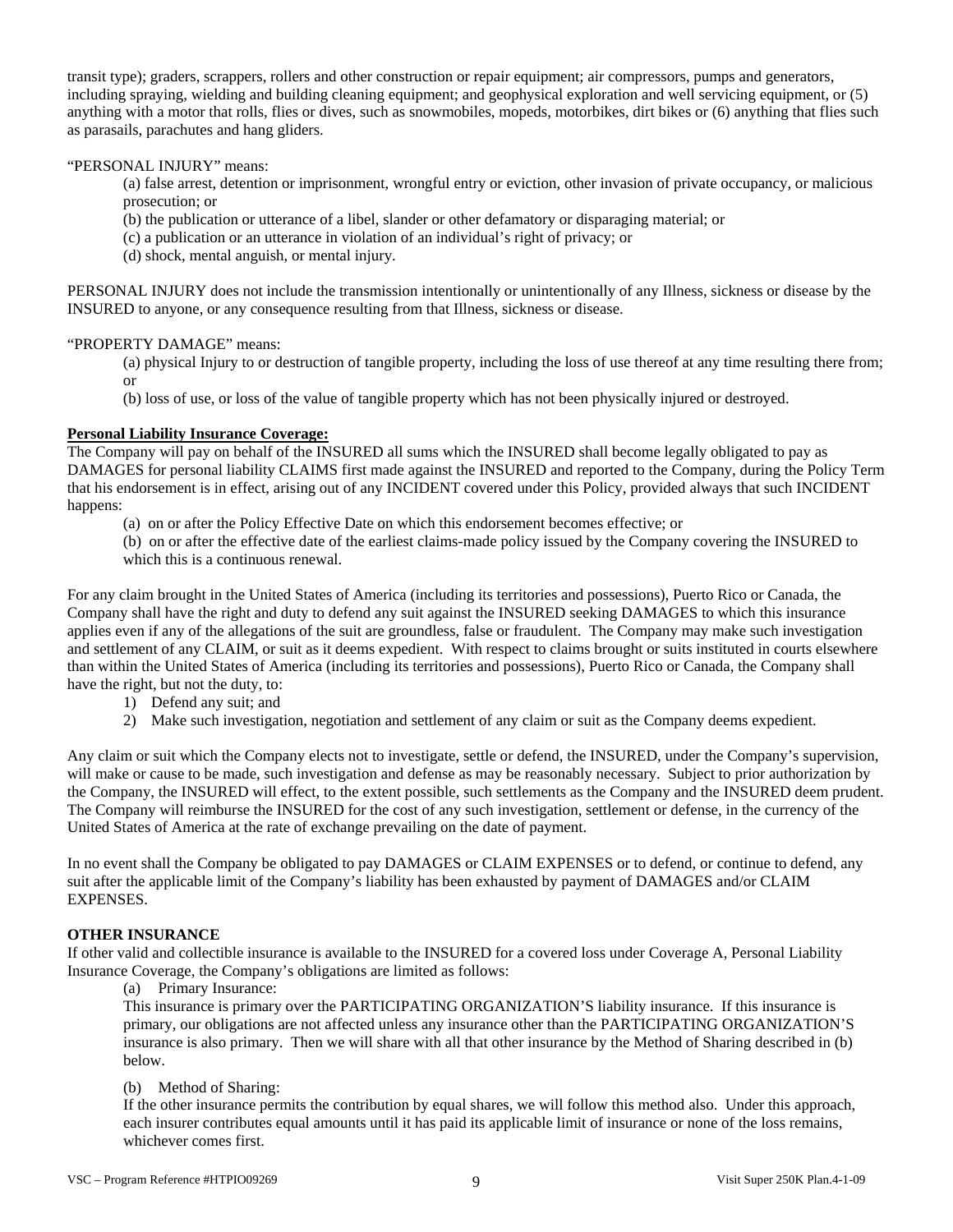transit type); graders, scrappers, rollers and other construction or repair equipment; air compressors, pumps and generators, including spraying, wielding and building cleaning equipment; and geophysical exploration and well servicing equipment, or (5) anything with a motor that rolls, flies or dives, such as snowmobiles, mopeds, motorbikes, dirt bikes or (6) anything that flies such as parasails, parachutes and hang gliders.

"PERSONAL INJURY" means:

(a) false arrest, detention or imprisonment, wrongful entry or eviction, other invasion of private occupancy, or malicious prosecution; or

(b) the publication or utterance of a libel, slander or other defamatory or disparaging material; or

(c) a publication or an utterance in violation of an individual's right of privacy; or

(d) shock, mental anguish, or mental injury.

PERSONAL INJURY does not include the transmission intentionally or unintentionally of any Illness, sickness or disease by the INSURED to anyone, or any consequence resulting from that Illness, sickness or disease.

"PROPERTY DAMAGE" means:

(a) physical Injury to or destruction of tangible property, including the loss of use thereof at any time resulting there from; or

(b) loss of use, or loss of the value of tangible property which has not been physically injured or destroyed.

**Personal Liability Insurance Coverage:**

The Company will pay on behalf of the INSURED all sums which the INSURED shall become legally obligated to pay as DAMAGES for personal liability CLAIMS first made against the INSURED and reported to the Company, during the Policy Term that his endorsement is in effect, arising out of any INCIDENT covered under this Policy, provided always that such INCIDENT happens:

(a) on or after the Policy Effective Date on which this endorsement becomes effective; or

(b) on or after the effective date of the earliest claims-made policy issued by the Company covering the INSURED to which this is a continuous renewal.

For any claim brought in the United States of America (including its territories and possessions), Puerto Rico or Canada, the Company shall have the right and duty to defend any suit against the INSURED seeking DAMAGES to which this insurance applies even if any of the allegations of the suit are groundless, false or fraudulent. The Company may make such investigation and settlement of any CLAIM, or suit as it deems expedient. With respect to claims brought or suits instituted in courts elsewhere than within the United States of America (including its territories and possessions), Puerto Rico or Canada, the Company shall have the right, but not the duty, to:

1) Defend any suit; and
2) Make such investigation, negotiation and settlement of any claim or suit as the Company deems expedient.

Any claim or suit which the Company elects not to investigate, settle or defend, the INSURED, under the Company's supervision, will make or cause to be made, such investigation and defense as may be reasonably necessary. Subject to prior authorization by the Company, the INSURED will effect, to the extent possible, such settlements as the Company and the INSURED deem prudent. The Company will reimburse the INSURED for the cost of any such investigation, settlement or defense, in the currency of the United States of America at the rate of exchange prevailing on the date of payment.

In no event shall the Company be obligated to pay DAMAGES or CLAIM EXPENSES or to defend, or continue to defend, any suit after the applicable limit of the Company's liability has been exhausted by payment of DAMAGES and/or CLAIM EXPENSES.

**OTHER INSURANCE**

If other valid and collectible insurance is available to the INSURED for a covered loss under Coverage A, Personal Liability Insurance Coverage, the Company's obligations are limited as follows:

(a) Primary Insurance:

This insurance is primary over the PARTICIPATING ORGANIZATION'S liability insurance. If this insurance is primary, our obligations are not affected unless any insurance other than the PARTICIPATING ORGANIZATION'S insurance is also primary. Then we will share with all that other insurance by the Method of Sharing described in (b) below.

(b) Method of Sharing:

If the other insurance permits the contribution by equal shares, we will follow this method also. Under this approach, each insurer contributes equal amounts until it has paid its applicable limit of insurance or none of the loss remains, whichever comes first.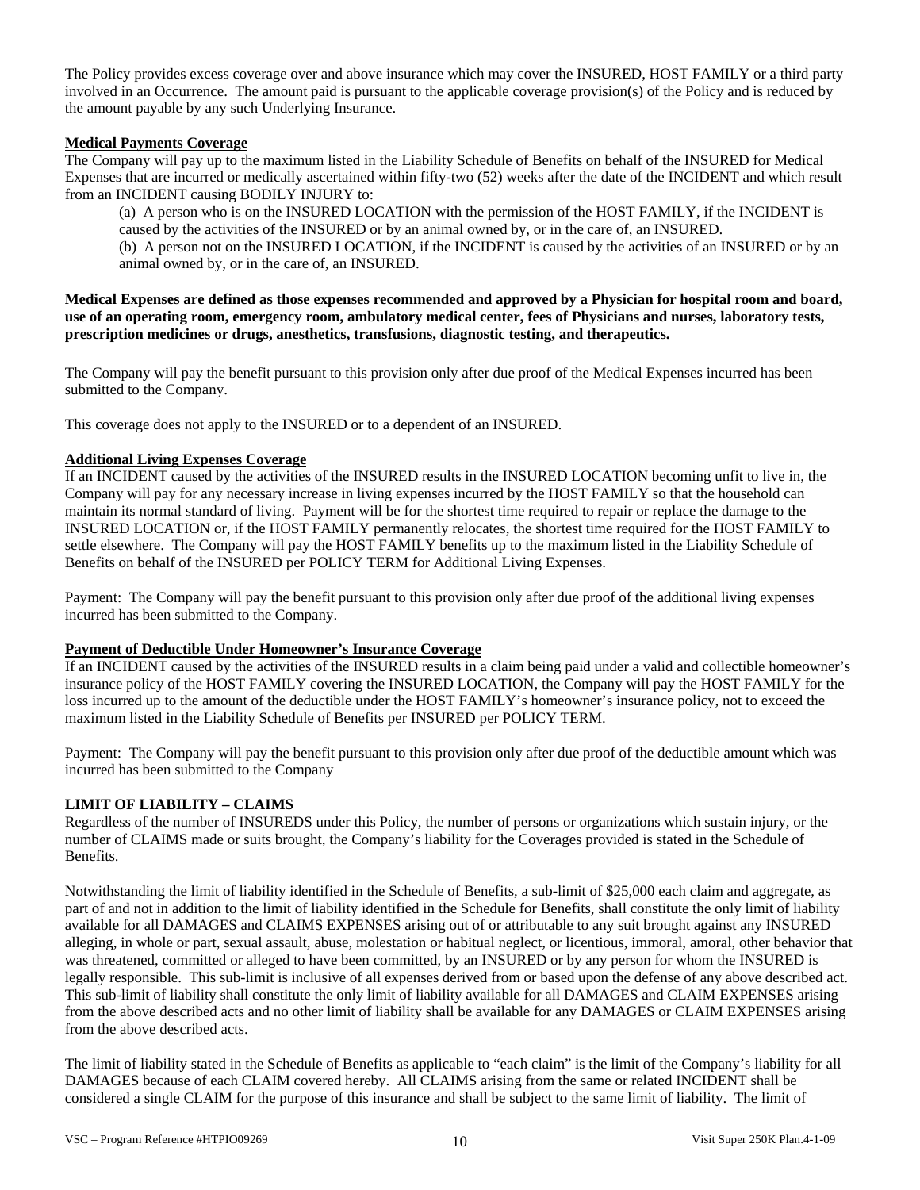The Policy provides excess coverage over and above insurance which may cover the INSURED, HOST FAMILY or a third party involved in an Occurrence. The amount paid is pursuant to the applicable coverage provision(s) of the Policy and is reduced by the amount payable by any such Underlying Insurance.

**Medical Payments Coverage**

The Company will pay up to the maximum listed in the Liability Schedule of Benefits on behalf of the INSURED for Medical Expenses that are incurred or medically ascertained within fifty-two (52) weeks after the date of the INCIDENT and which result from an INCIDENT causing BODILY INJURY to:

(a) A person who is on the INSURED LOCATION with the permission of the HOST FAMILY, if the INCIDENT is caused by the activities of the INSURED or by an animal owned by, or in the care of, an INSURED.

(b) A person not on the INSURED LOCATION, if the INCIDENT is caused by the activities of an INSURED or by an animal owned by, or in the care of, an INSURED.

**Medical Expenses are defined as those expenses recommended and approved by a Physician for hospital room and board, use of an operating room, emergency room, ambulatory medical center, fees of Physicians and nurses, laboratory tests, prescription medicines or drugs, anesthetics, transfusions, diagnostic testing, and therapeutics.**

The Company will pay the benefit pursuant to this provision only after due proof of the Medical Expenses incurred has been submitted to the Company.

This coverage does not apply to the INSURED or to a dependent of an INSURED.

**Additional Living Expenses Coverage**

If an INCIDENT caused by the activities of the INSURED results in the INSURED LOCATION becoming unfit to live in, the Company will pay for any necessary increase in living expenses incurred by the HOST FAMILY so that the household can maintain its normal standard of living. Payment will be for the shortest time required to repair or replace the damage to the INSURED LOCATION or, if the HOST FAMILY permanently relocates, the shortest time required for the HOST FAMILY to settle elsewhere. The Company will pay the HOST FAMILY benefits up to the maximum listed in the Liability Schedule of Benefits on behalf of the INSURED per POLICY TERM for Additional Living Expenses.

Payment: The Company will pay the benefit pursuant to this provision only after due proof of the additional living expenses incurred has been submitted to the Company.

**Payment of Deductible Under Homeowner's Insurance Coverage**

If an INCIDENT caused by the activities of the INSURED results in a claim being paid under a valid and collectible homeowner's insurance policy of the HOST FAMILY covering the INSURED LOCATION, the Company will pay the HOST FAMILY for the loss incurred up to the amount of the deductible under the HOST FAMILY's homeowner's insurance policy, not to exceed the maximum listed in the Liability Schedule of Benefits per INSURED per POLICY TERM.

Payment: The Company will pay the benefit pursuant to this provision only after due proof of the deductible amount which was incurred has been submitted to the Company

**LIMIT OF LIABILITY – CLAIMS**

Regardless of the number of INSUREDS under this Policy, the number of persons or organizations which sustain injury, or the number of CLAIMS made or suits brought, the Company's liability for the Coverages provided is stated in the Schedule of Benefits.

Notwithstanding the limit of liability identified in the Schedule of Benefits, a sub-limit of $25,000 each claim and aggregate, as part of and not in addition to the limit of liability identified in the Schedule for Benefits, shall constitute the only limit of liability available for all DAMAGES and CLAIMS EXPENSES arising out of or attributable to any suit brought against any INSURED alleging, in whole or part, sexual assault, abuse, molestation or habitual neglect, or licentious, immoral, amoral, other behavior that was threatened, committed or alleged to have been committed, by an INSURED or by any person for whom the INSURED is legally responsible. This sub-limit is inclusive of all expenses derived from or based upon the defense of any above described act. This sub-limit of liability shall constitute the only limit of liability available for all DAMAGES and CLAIM EXPENSES arising from the above described acts and no other limit of liability shall be available for any DAMAGES or CLAIM EXPENSES arising from the above described acts.

The limit of liability stated in the Schedule of Benefits as applicable to "each claim" is the limit of the Company's liability for all DAMAGES because of each CLAIM covered hereby. All CLAIMS arising from the same or related INCIDENT shall be considered a single CLAIM for the purpose of this insurance and shall be subject to the same limit of liability. The limit of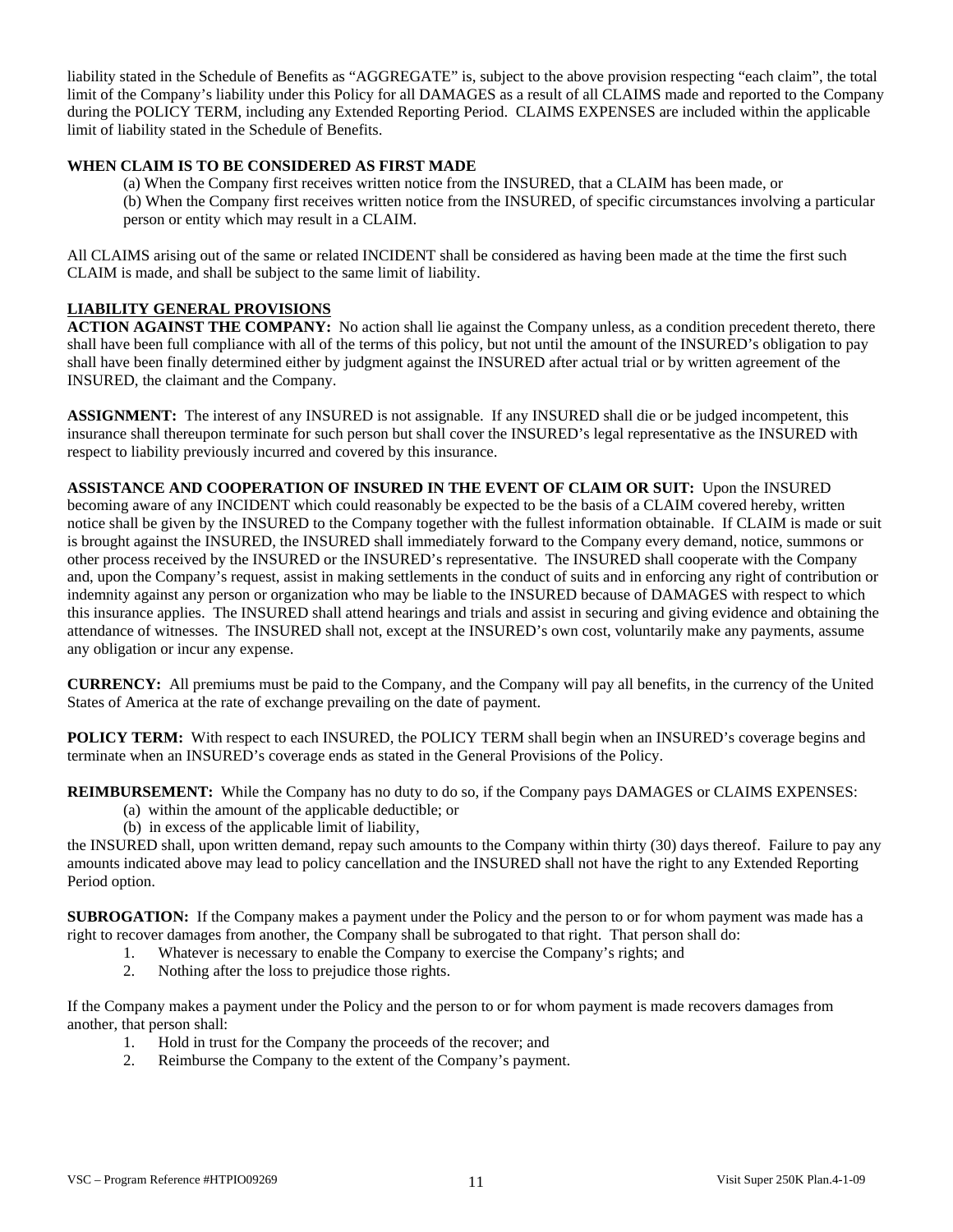liability stated in the Schedule of Benefits as "AGGREGATE" is, subject to the above provision respecting "each claim", the total limit of the Company's liability under this Policy for all DAMAGES as a result of all CLAIMS made and reported to the Company during the POLICY TERM, including any Extended Reporting Period. CLAIMS EXPENSES are included within the applicable limit of liability stated in the Schedule of Benefits.

**WHEN CLAIM IS TO BE CONSIDERED AS FIRST MADE**

(a) When the Company first receives written notice from the INSURED, that a CLAIM has been made, or
(b) When the Company first receives written notice from the INSURED, of specific circumstances involving a particular person or entity which may result in a CLAIM.

All CLAIMS arising out of the same or related INCIDENT shall be considered as having been made at the time the first such CLAIM is made, and shall be subject to the same limit of liability.

**LIABILITY GENERAL PROVISIONS**

**ACTION AGAINST THE COMPANY:** No action shall lie against the Company unless, as a condition precedent thereto, there shall have been full compliance with all of the terms of this policy, but not until the amount of the INSURED's obligation to pay shall have been finally determined either by judgment against the INSURED after actual trial or by written agreement of the INSURED, the claimant and the Company.

**ASSIGNMENT:** The interest of any INSURED is not assignable. If any INSURED shall die or be judged incompetent, this insurance shall thereupon terminate for such person but shall cover the INSURED's legal representative as the INSURED with respect to liability previously incurred and covered by this insurance.

**ASSISTANCE AND COOPERATION OF INSURED IN THE EVENT OF CLAIM OR SUIT:** Upon the INSURED becoming aware of any INCIDENT which could reasonably be expected to be the basis of a CLAIM covered hereby, written notice shall be given by the INSURED to the Company together with the fullest information obtainable. If CLAIM is made or suit is brought against the INSURED, the INSURED shall immediately forward to the Company every demand, notice, summons or other process received by the INSURED or the INSURED's representative. The INSURED shall cooperate with the Company and, upon the Company's request, assist in making settlements in the conduct of suits and in enforcing any right of contribution or indemnity against any person or organization who may be liable to the INSURED because of DAMAGES with respect to which this insurance applies. The INSURED shall attend hearings and trials and assist in securing and giving evidence and obtaining the attendance of witnesses. The INSURED shall not, except at the INSURED's own cost, voluntarily make any payments, assume any obligation or incur any expense.

**CURRENCY:** All premiums must be paid to the Company, and the Company will pay all benefits, in the currency of the United States of America at the rate of exchange prevailing on the date of payment.

**POLICY TERM:** With respect to each INSURED, the POLICY TERM shall begin when an INSURED's coverage begins and terminate when an INSURED's coverage ends as stated in the General Provisions of the Policy.

**REIMBURSEMENT:** While the Company has no duty to do so, if the Company pays DAMAGES or CLAIMS EXPENSES:

(a) within the amount of the applicable deductible; or
(b) in excess of the applicable limit of liability,

the INSURED shall, upon written demand, repay such amounts to the Company within thirty (30) days thereof. Failure to pay any amounts indicated above may lead to policy cancellation and the INSURED shall not have the right to any Extended Reporting Period option.

**SUBROGATION:** If the Company makes a payment under the Policy and the person to or for whom payment was made has a right to recover damages from another, the Company shall be subrogated to that right. That person shall do:

1. Whatever is necessary to enable the Company to exercise the Company's rights; and
2. Nothing after the loss to prejudice those rights.

If the Company makes a payment under the Policy and the person to or for whom payment is made recovers damages from another, that person shall:

1. Hold in trust for the Company the proceeds of the recover; and
2. Reimburse the Company to the extent of the Company's payment.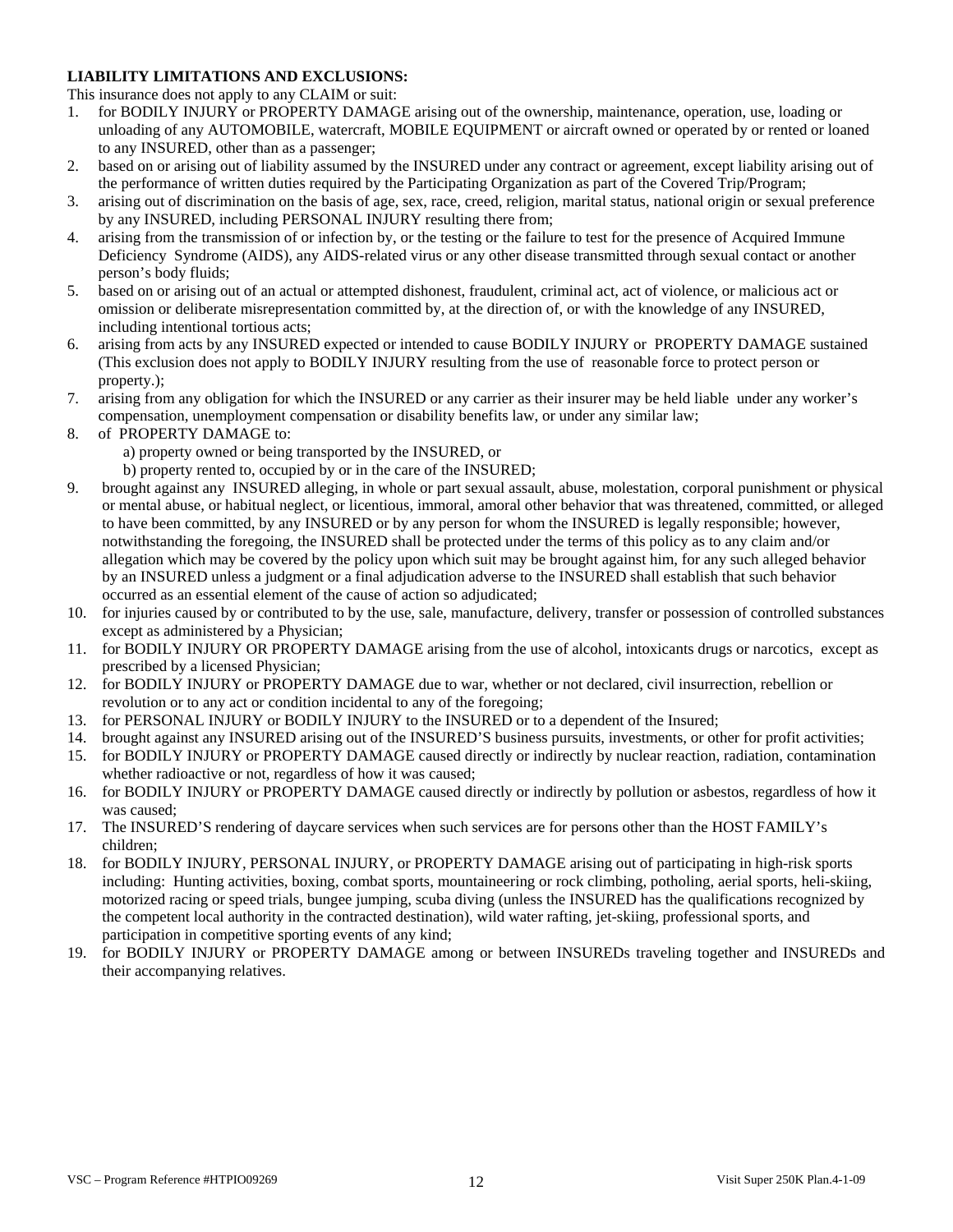**LIABILITY LIMITATIONS AND EXCLUSIONS:**

This insurance does not apply to any CLAIM or suit:

1. for BODILY INJURY or PROPERTY DAMAGE arising out of the ownership, maintenance, operation, use, loading or unloading of any AUTOMOBILE, watercraft, MOBILE EQUIPMENT or aircraft owned or operated by or rented or loaned to any INSURED, other than as a passenger;
2. based on or arising out of liability assumed by the INSURED under any contract or agreement, except liability arising out of the performance of written duties required by the Participating Organization as part of the Covered Trip/Program;
3. arising out of discrimination on the basis of age, sex, race, creed, religion, marital status, national origin or sexual preference by any INSURED, including PERSONAL INJURY resulting there from;
4. arising from the transmission of or infection by, or the testing or the failure to test for the presence of Acquired Immune Deficiency Syndrome (AIDS), any AIDS-related virus or any other disease transmitted through sexual contact or another person's body fluids;
5. based on or arising out of an actual or attempted dishonest, fraudulent, criminal act, act of violence, or malicious act or omission or deliberate misrepresentation committed by, at the direction of, or with the knowledge of any INSURED, including intentional tortious acts;
6. arising from acts by any INSURED expected or intended to cause BODILY INJURY or PROPERTY DAMAGE sustained (This exclusion does not apply to BODILY INJURY resulting from the use of reasonable force to protect person or property.);
7. arising from any obligation for which the INSURED or any carrier as their insurer may be held liable under any worker's compensation, unemployment compensation or disability benefits law, or under any similar law;
8. of PROPERTY DAMAGE to:
   a) property owned or being transported by the INSURED, or
   b) property rented to, occupied by or in the care of the INSURED;
9. brought against any INSURED alleging, in whole or part sexual assault, abuse, molestation, corporal punishment or physical or mental abuse, or habitual neglect, or licentious, immoral, amoral other behavior that was threatened, committed, or alleged to have been committed, by any INSURED or by any person for whom the INSURED is legally responsible; however, notwithstanding the foregoing, the INSURED shall be protected under the terms of this policy as to any claim and/or allegation which may be covered by the policy upon which suit may be brought against him, for any such alleged behavior by an INSURED unless a judgment or a final adjudication adverse to the INSURED shall establish that such behavior occurred as an essential element of the cause of action so adjudicated;
10. for injuries caused by or contributed to by the use, sale, manufacture, delivery, transfer or possession of controlled substances except as administered by a Physician;
11. for BODILY INJURY OR PROPERTY DAMAGE arising from the use of alcohol, intoxicants drugs or narcotics, except as prescribed by a licensed Physician;
12. for BODILY INJURY or PROPERTY DAMAGE due to war, whether or not declared, civil insurrection, rebellion or revolution or to any act or condition incidental to any of the foregoing;
13. for PERSONAL INJURY or BODILY INJURY to the INSURED or to a dependent of the Insured;
14. brought against any INSURED arising out of the INSURED'S business pursuits, investments, or other for profit activities;
15. for BODILY INJURY or PROPERTY DAMAGE caused directly or indirectly by nuclear reaction, radiation, contamination whether radioactive or not, regardless of how it was caused;
16. for BODILY INJURY or PROPERTY DAMAGE caused directly or indirectly by pollution or asbestos, regardless of how it was caused;
17. The INSURED'S rendering of daycare services when such services are for persons other than the HOST FAMILY's children;
18. for BODILY INJURY, PERSONAL INJURY, or PROPERTY DAMAGE arising out of participating in high-risk sports including: Hunting activities, boxing, combat sports, mountaineering or rock climbing, potholing, aerial sports, heli-skiing, motorized racing or speed trials, bungee jumping, scuba diving (unless the INSURED has the qualifications recognized by the competent local authority in the contracted destination), wild water rafting, jet-skiing, professional sports, and participation in competitive sporting events of any kind;
19. for BODILY INJURY or PROPERTY DAMAGE among or between INSUREDs traveling together and INSUREDs and their accompanying relatives.